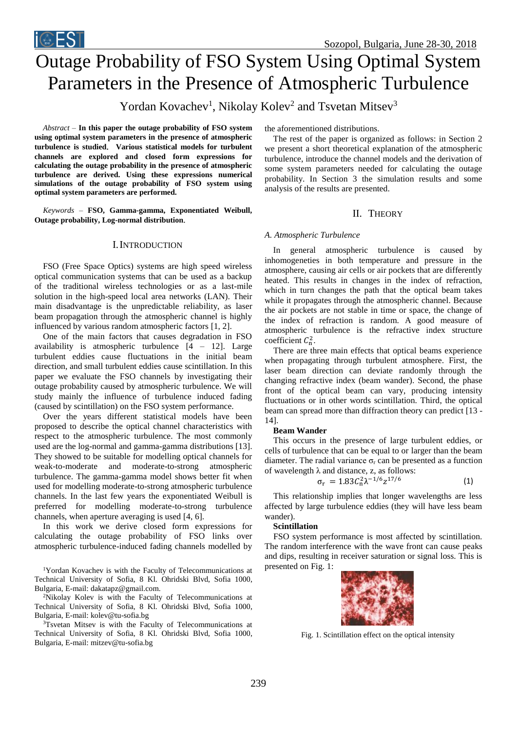# Outage Probability of FSO System Using Optimal System Parameters in the Presence of Atmospheric Turbulence

Yordan Kovachev[1], Nikolay Kolev[2] and Tsvetan Mitsev[3]

*Abstract* – **In this paper the outage probability of FSO system using optimal system parameters in the presence of atmospheric turbulence is studied. Various statistical models for turbulent channels are explored and closed form expressions for calculating the outage probability in the presence of atmospheric turbulence are derived. Using these expressions numerical simulations of the outage probability of FSO system using optimal system parameters are performed.**

*Keywords* – **FSO, Gamma-gamma, Exponentiated Weibull, Outage probability, Log-normal distribution.**

## I. Introduction

FSO (Free Space Optics) systems are high speed wireless optical communication systems that can be used as a backup of the traditional wireless technologies or as a last-mile solution in the high-speed local area networks (LAN). Their main disadvantage is the unpredictable reliability, as laser beam propagation through the atmospheric channel is highly influenced by various random atmospheric factors [1, 2].

One of the main factors that causes degradation in FSO availability is atmospheric turbulence [4 – 12]. Large turbulent eddies cause fluctuations in the initial beam direction, and small turbulent eddies cause scintillation. In this paper we evaluate the FSO channels by investigating their outage probability caused by atmospheric turbulence. We will study mainly the influence of turbulence induced fading (caused by scintillation) on the FSO system performance.

Over the years different statistical models have been proposed to describe the optical channel characteristics with respect to the atmospheric turbulence. The most commonly used are the log-normal and gamma-gamma distributions [13]. They showed to be suitable for modelling optical channels for weak-to-moderate and moderate-to-strong atmospheric turbulence. The gamma-gamma model shows better fit when used for modelling moderate-to-strong atmospheric turbulence channels. In the last few years the exponentiated Weibull is preferred for modelling moderate-to-strong turbulence channels, when aperture averaging is used [4, 6].

In this work we derive closed form expressions for calculating the outage probability of FSO links over atmospheric turbulence-induced fading channels modelled by the aforementioned distributions.

The rest of the paper is organized as follows: in Section 2 we present a short theoretical explanation of the atmospheric turbulence, introduce the channel models and the derivation of some system parameters needed for calculating the outage probability. In Section 3 the simulation results and some analysis of the results are presented.

[1]Yordan Kovachev is with the Faculty of Telecommunications at Technical University of Sofia, 8 Kl. Ohridski Blvd, Sofia 1000, Bulgaria, E-mail: dakatapz@gmail.com.

[2]Nikolay Kolev is with the Faculty of Telecommunications at Technical University of Sofia, 8 Kl. Ohridski Blvd, Sofia 1000, Bulgaria, E-mail: kolev@tu-sofia.bg

[3]Tsvetan Mitsev is with the Faculty of Telecommunications at Technical University of Sofia, 8 Kl. Ohridski Blvd, Sofia 1000, Bulgaria, E-mail: mitzev@tu-sofia.bg

## II. Theory

### A. Atmospheric Turbulence

In general atmospheric turbulence is caused by inhomogeneties in both temperature and pressure in the atmosphere, causing air cells or air pockets that are differently heated. This results in changes in the index of refraction, which in turn changes the path that the optical beam takes while it propagates through the atmospheric channel. Because the air pockets are not stable in time or space, the change of the index of refraction is random. A good measure of atmospheric turbulence is the refractive index structure coefficient $C_n^2$.

There are three main effects that optical beams experience when propagating through turbulent atmosphere. First, the laser beam direction can deviate randomly through the changing refractive index (beam wander). Second, the phase front of the optical beam can vary, producing intensity fluctuations or in other words scintillation. Third, the optical beam can spread more than diffraction theory can predict [13 - 14].

**Beam Wander**

This occurs in the presence of large turbulent eddies, or cells of turbulence that can be equal to or larger than the beam diameter. The radial variance $\sigma_r$ can be presented as a function of wavelength $\lambda$ and distance, z, as follows:

$$\sigma_r = 1.83 C_n^2 \lambda^{-1/6} z^{17/6} \tag{1}$$

This relationship implies that longer wavelengths are less affected by large turbulence eddies (they will have less beam wander).

**Scintillation**

FSO system performance is most affected by scintillation. The random interference with the wave front can cause peaks and dips, resulting in receiver saturation or signal loss. This is presented on Fig. 1:

Fig. 1. Scintillation effect on the optical intensity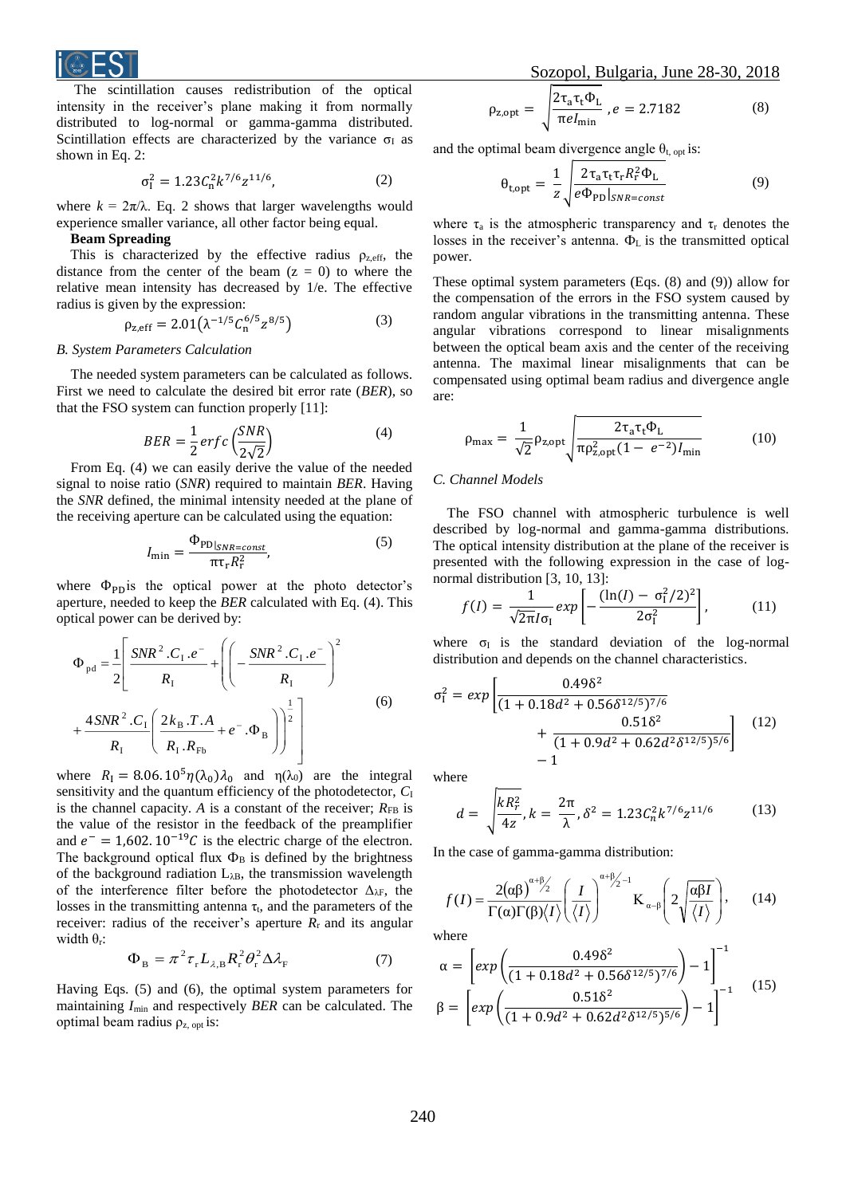The scintillation causes redistribution of the optical intensity in the receiver's plane making it from normally distributed to log-normal or gamma-gamma distributed. Scintillation effects are characterized by the variance $\sigma_I$ as shown in Eq. 2:

$$\sigma_I^2 = 1.23 C_n^2 k^{7/6} z^{11/6}, \quad (2)$$

where $k = 2\pi/\lambda$. Eq. 2 shows that larger wavelengths would experience smaller variance, all other factor being equal.

**Beam Spreading**

This is characterized by the effective radius $\rho_{z,eff}$, the distance from the center of the beam ($z = 0$) to where the relative mean intensity has decreased by 1/e. The effective radius is given by the expression:

$$\rho_{z,eff} = 2.01\left(\lambda^{-1/5} C_n^{6/5} z^{8/5}\right) \quad (3)$$

### *B. System Parameters Calculation*

The needed system parameters can be calculated as follows. First we need to calculate the desired bit error rate (*BER*), so that the FSO system can function properly [11]:

$$BER = \frac{1}{2} erfc\left(\frac{SNR}{2\sqrt{2}}\right) \quad (4)$$

From Eq. (4) we can easily derive the value of the needed signal to noise ratio (*SNR*) required to maintain *BER*. Having the *SNR* defined, the minimal intensity needed at the plane of the receiving aperture can be calculated using the equation:

$$I_{min} = \frac{\Phi_{PD}|_{SNR=const}}{\pi \tau_r R_r^2}, \quad (5)$$

where $\Phi_{PD}$ is the optical power at the photo detector's aperture, needed to keep the *BER* calculated with Eq. (4). This optical power can be derived by:

$$\Phi_{pd} = \frac{1}{2}\left[\frac{SNR^2.C_I.e^-}{R_I} + \left(\left(-\frac{SNR^2.C_I.e^-}{R_I}\right)^2 + \frac{4SNR^2.C_I}{R_I}\left(\frac{2k_B.T.A}{R_I.R_{Fb}} + e^-.\Phi_B\right)\right)^{\frac{1}{2}}\right] \quad (6)$$

where $R_I = 8.06.10^5 \eta(\lambda_0)\lambda_0$ and $\eta(\lambda_0)$ are the integral sensitivity and the quantum efficiency of the photodetector, $C_I$ is the channel capacity. $A$ is a constant of the receiver; $R_{FB}$ is the value of the resistor in the feedback of the preamplifier and $e^- = 1{,}602.10^{-19}C$ is the electric charge of the electron. The background optical flux $\Phi_B$ is defined by the brightness of the background radiation $L_{\lambda B}$, the transmission wavelength of the interference filter before the photodetector $\Delta_{\lambda F}$, the losses in the transmitting antenna $\tau_t$, and the parameters of the receiver: radius of the receiver's aperture $R_r$ and its angular width $\theta_r$:

$$\Phi_B = \pi^2 \tau_r L_{\lambda,B} R_r^2 \theta_r^2 \Delta\lambda_F \quad (7)$$

Having Eqs. (5) and (6), the optimal system parameters for maintaining $I_{min}$ and respectively *BER* can be calculated. The optimal beam radius $\rho_{z,opt}$ is:

$$\rho_{z,opt} = \sqrt{\frac{2\tau_a \tau_t \Phi_L}{\pi e I_{min}}}, e = 2.7182 \quad (8)$$

and the optimal beam divergence angle $\theta_{t,opt}$ is:

$$\theta_{t,opt} = \frac{1}{z}\sqrt{\frac{2\tau_a \tau_t \tau_r R_r^2 \Phi_L}{e\Phi_{PD}|_{SNR=const}}} \quad (9)$$

where $\tau_a$ is the atmospheric transparency and $\tau_r$ denotes the losses in the receiver's antenna. $\Phi_L$ is the transmitted optical power.

These optimal system parameters (Eqs. (8) and (9)) allow for the compensation of the errors in the FSO system caused by random angular vibrations in the transmitting antenna. These angular vibrations correspond to linear misalignments between the optical beam axis and the center of the receiving antenna. The maximal linear misalignments that can be compensated using optimal beam radius and divergence angle are:

$$\rho_{max} = \frac{1}{\sqrt{2}}\rho_{z,opt}\sqrt{\frac{2\tau_a \tau_t \Phi_L}{\pi \rho_{z,opt}^2 (1 - e^{-2}) I_{min}}} \quad (10)$$

### *C. Channel Models*

The FSO channel with atmospheric turbulence is well described by log-normal and gamma-gamma distributions. The optical intensity distribution at the plane of the receiver is presented with the following expression in the case of log-normal distribution [3, 10, 13]:

$$f(I) = \frac{1}{\sqrt{2\pi} I \sigma_I} exp\left[-\frac{(\ln(I) - \sigma_I^2/2)^2}{2\sigma_I^2}\right], \quad (11)$$

where $\sigma_I$ is the standard deviation of the log-normal distribution and depends on the channel characteristics.

$$\sigma_I^2 = exp\left[\frac{0.49\delta^2}{(1 + 0.18d^2 + 0.56\delta^{12/5})^{7/6}} + \frac{0.51\delta^2}{(1 + 0.9d^2 + 0.62d^2\delta^{12/5})^{5/6}}\right] - 1 \quad (12)$$

where

$$d = \sqrt{\frac{kR_r^2}{4z}}, k = \frac{2\pi}{\lambda}, \delta^2 = 1.23 C_n^2 k^{7/6} z^{11/6} \quad (13)$$

In the case of gamma-gamma distribution:

$$f(I) = \frac{2(\alpha\beta)^{\alpha+\beta/2}}{\Gamma(\alpha)\Gamma(\beta)\langle I\rangle}\left(\frac{I}{\langle I\rangle}\right)^{\alpha+\beta/2-1} K_{\alpha-\beta}\left(2\sqrt{\frac{\alpha\beta I}{\langle I\rangle}}\right), \quad (14)$$

where

$$\alpha = \left[exp\left(\frac{0.49\delta^2}{(1 + 0.18d^2 + 0.56\delta^{12/5})^{7/6}}\right) - 1\right]^{-1}$$
$$\beta = \left[exp\left(\frac{0.51\delta^2}{(1 + 0.9d^2 + 0.62d^2\delta^{12/5})^{5/6}}\right) - 1\right]^{-1} \quad (15)$$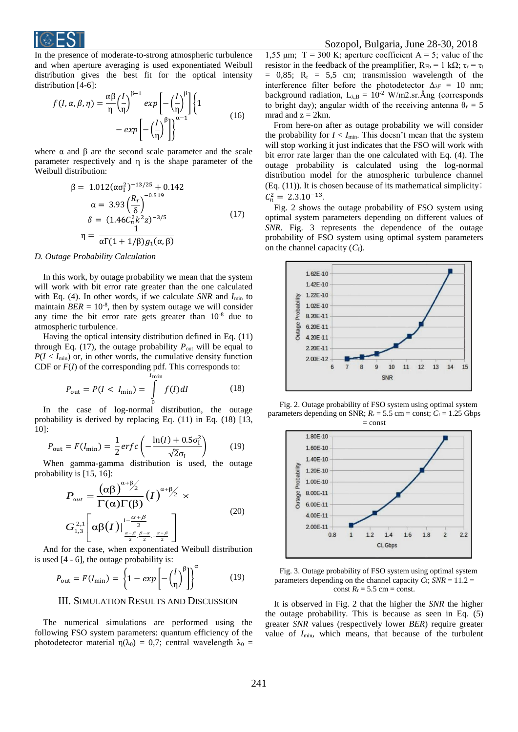In the presence of moderate-to-strong atmospheric turbulence and when aperture averaging is used exponentiated Weibull distribution gives the best fit for the optical intensity distribution [4-6]:

$$f(I,\alpha,\beta,\eta) = \frac{\alpha\beta}{\eta}\left(\frac{I}{\eta}\right)^{\beta-1} exp\left[-\left(\frac{I}{\eta}\right)^{\beta}\right]\left\{1 - exp\left[-\left(\frac{I}{\eta}\right)^{\beta}\right]\right\}^{\alpha-1} \quad (16)$$

where α and β are the second scale parameter and the scale parameter respectively and η is the shape parameter of the Weibull distribution:

$$\begin{aligned}
\beta &= 1.012(\alpha\sigma_I^2)^{-13/25} + 0.142 \\
\alpha &= 3.93\left(\frac{R_r}{\delta}\right)^{-0.519} \\
\delta &= (1.46C_n^2k^2z)^{-3/5} \\
\eta &= \frac{1}{\alpha\Gamma(1+1/\beta)g_1(\alpha,\beta)}
\end{aligned} \quad (17)$$

*D. Outage Probability Calculation*

In this work, by outage probability we mean that the system will work with bit error rate greater than the one calculated with Eq. (4). In other words, if we calculate *SNR* and $I_{\min}$ to maintain $BER = 10^{-8}$, then by system outage we will consider any time the bit error rate gets greater than $10^{-8}$ due to atmospheric turbulence.

Having the optical intensity distribution defined in Eq. (11) through Eq. (17), the outage probability $P_{out}$ will be equal to $P(I < I_{\min})$ or, in other words, the cumulative density function CDF or $F(I)$ of the corresponding pdf. This corresponds to:

$$P_{out} = P(I < I_{\min}) = \int_0^{I_{\min}} f(I)dI \quad (18)$$

In the case of log-normal distribution, the outage probability is derived by replacing Eq. (11) in Eq. (18) [13, 10]:

$$P_{out} = F(I_{\min}) = \frac{1}{2}erfc\left(-\frac{\ln(I) + 0.5\sigma_I^2}{\sqrt{2}\sigma_I}\right) \quad (19)$$

When gamma-gamma distribution is used, the outage probability is [15, 16]:

$$P_{out} = \frac{(\alpha\beta)^{\alpha+\beta/2}}{\Gamma(\alpha)\Gamma(\beta)}(I)^{\alpha+\beta/2} \times G_{1,3}^{2,1}\left[\alpha\beta(I)\middle|_{\frac{\alpha-\beta}{2},\frac{\beta-\alpha}{2},-\frac{\alpha+\beta}{2}}^{1-\frac{\alpha+\beta}{2}}\right] \quad (20)$$

And for the case, when exponentiated Weibull distribution is used [4 - 6], the outage probability is:

$$P_{out} = F(I_{\min}) = \left\{1 - exp\left[-\left(\frac{I}{\eta}\right)^{\beta}\right]\right\}^{\alpha} \quad (19)$$

## III. Simulation Results and Discussion

The numerical simulations are performed using the following FSO system parameters: quantum efficiency of the photodetector material $\eta(\lambda_0) = 0{,}7$; central wavelength $\lambda_0 = 1{,}55$ µm; T = 300 K; aperture coefficient A = 5; value of the resistor in the feedback of the preamplifier, $R_{Fb} = 1$ kΩ; $\tau_r = \tau_t = 0{,}85$; $R_r = 5{,}5$ cm; transmission wavelength of the interference filter before the photodetector $\Delta_{\lambda F} = 10$ nm; background radiation, $L_{\lambda,B} = 10^{-2}$ W/m2.sr.Ång (corresponds to bright day); angular width of the receiving antenna $\theta_r = 5$ mrad and z = 2km.

From here-on after as outage probability we will consider the probability for $I < I_{\min}$. This doesn't mean that the system will stop working it just indicates that the FSO will work with bit error rate larger than the one calculated with Eq. (4). The outage probability is calculated using the log-normal distribution model for the atmospheric turbulence channel (Eq. (11)). It is chosen because of its mathematical simplicity; $C_n^2 = 2.3.10^{-13}$.

Fig. 2 shows the outage probability of FSO system using optimal system parameters depending on different values of *SNR*. Fig. 3 represents the dependence of the outage probability of FSO system using optimal system parameters on the channel capacity ($C_I$).

Fig. 2. Outage probability of FSO system using optimal system parameters depending on SNR; $R_r$ = 5.5 cm = const; $C_I$ = 1.25 Gbps = const

Fig. 3. Outage probability of FSO system using optimal system parameters depending on the channel capacity $C_I$; *SNR* = 11.2 = const $R_r$ = 5.5 cm = const.

It is observed in Fig. 2 that the higher the *SNR* the higher the outage probability. This is because as seen in Eq. (5) greater *SNR* values (respectively lower *BER*) require greater value of $I_{\min}$, which means, that because of the turbulent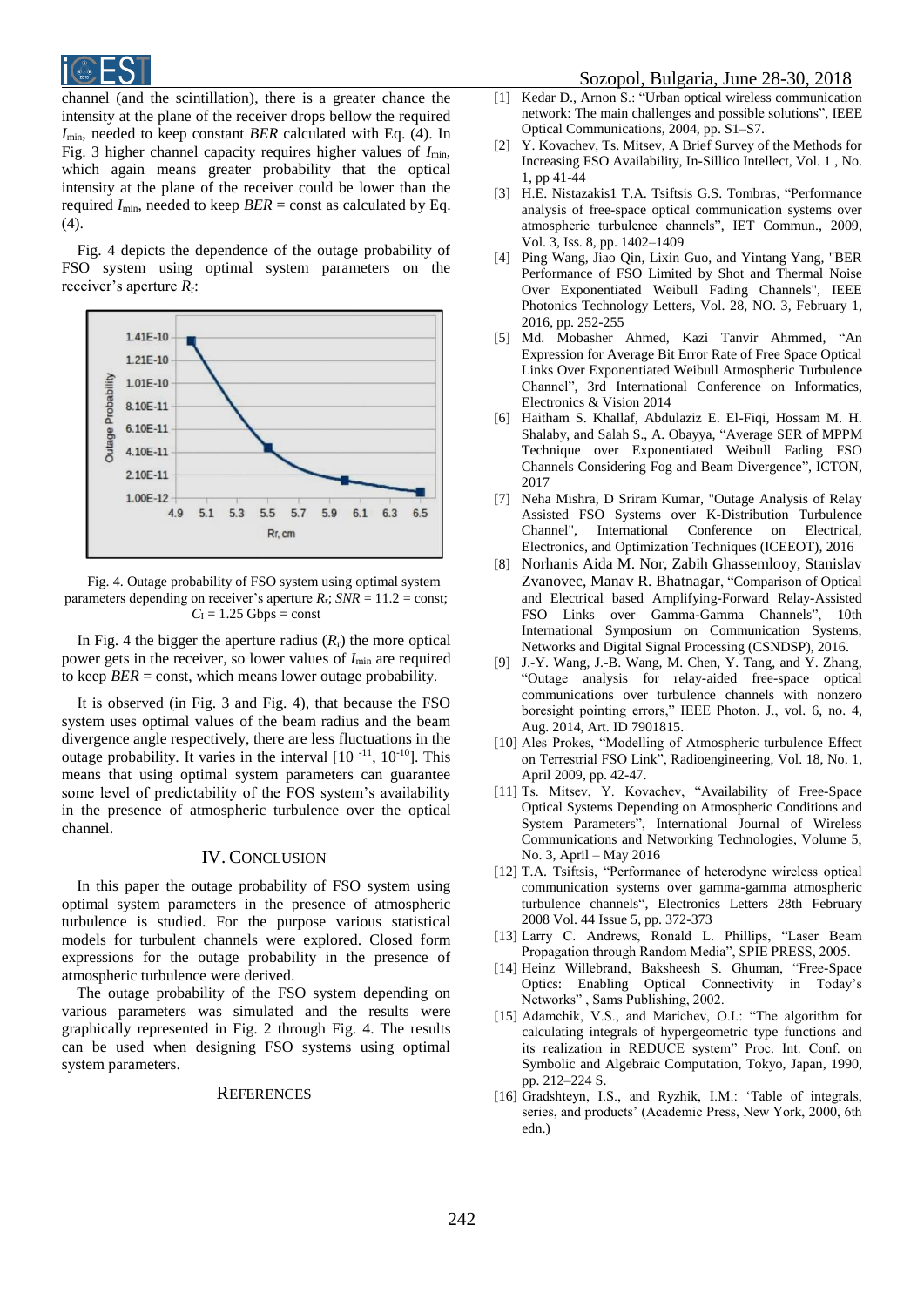channel (and the scintillation), there is a greater chance the intensity at the plane of the receiver drops bellow the required $I_{min}$, needed to keep constant *BER* calculated with Eq. (4). In Fig. 3 higher channel capacity requires higher values of $I_{min}$, which again means greater probability that the optical intensity at the plane of the receiver could be lower than the required $I_{min}$, needed to keep *BER* = const as calculated by Eq. (4).

Fig. 4 depicts the dependence of the outage probability of FSO system using optimal system parameters on the receiver's aperture $R_r$:

Outage Probability

1.41E-10
1.21E-10
1.01E-10
8.10E-11
6.10E-11
4.10E-11
2.10E-11
1.00E-12

4.9 5.1 5.3 5.5 5.7 5.9 6.1 6.3 6.5

Rr, cm

Fig. 4. Outage probability of FSO system using optimal system parameters depending on receiver's aperture $R_r$; $SNR$ = 11.2 = const; $C_l$ = 1.25 Gbps = const

In Fig. 4 the bigger the aperture radius ($R_r$) the more optical power gets in the receiver, so lower values of $I_{min}$ are required to keep *BER* = const, which means lower outage probability.

It is observed (in Fig. 3 and Fig. 4), that because the FSO system uses optimal values of the beam radius and the beam divergence angle respectively, there are less fluctuations in the outage probability. It varies in the interval [$10^{-11}$, $10^{-10}$]. This means that using optimal system parameters can guarantee some level of predictability of the FOS system's availability in the presence of atmospheric turbulence over the optical channel.

## IV. Conclusion

In this paper the outage probability of FSO system using optimal system parameters in the presence of atmospheric turbulence is studied. For the purpose various statistical models for turbulent channels were explored. Closed form expressions for the outage probability in the presence of atmospheric turbulence were derived.

The outage probability of the FSO system depending on various parameters was simulated and the results were graphically represented in Fig. 2 through Fig. 4. The results can be used when designing FSO systems using optimal system parameters.

## References

[1] Kedar D., Arnon S.: "Urban optical wireless communication network: The main challenges and possible solutions", IEEE Optical Communications, 2004, pp. S1–S7.

[2] Y. Kovachev, Ts. Mitsev, A Brief Survey of the Methods for Increasing FSO Availability, In-Sillico Intellect, Vol. 1 , No. 1, pp 41-44

[3] H.E. Nistazakis1 T.A. Tsiftsis G.S. Tombras, "Performance analysis of free-space optical communication systems over atmospheric turbulence channels", IET Commun., 2009, Vol. 3, Iss. 8, pp. 1402–1409

[4] Ping Wang, Jiao Qin, Lixin Guo, and Yintang Yang, "BER Performance of FSO Limited by Shot and Thermal Noise Over Exponentiated Weibull Fading Channels", IEEE Photonics Technology Letters, Vol. 28, NO. 3, February 1, 2016, pp. 252-255

[5] Md. Mobasher Ahmed, Kazi Tanvir Ahmmed, "An Expression for Average Bit Error Rate of Free Space Optical Links Over Exponentiated Weibull Atmospheric Turbulence Channel", 3rd International Conference on Informatics, Electronics & Vision 2014

[6] Haitham S. Khallaf, Abdulaziz E. El-Fiqi, Hossam M. H. Shalaby, and Salah S., A. Obayya, "Average SER of MPPM Technique over Exponentiated Weibull Fading FSO Channels Considering Fog and Beam Divergence", ICTON, 2017

[7] Neha Mishra, D Sriram Kumar, "Outage Analysis of Relay Assisted FSO Systems over K-Distribution Turbulence Channel", International Conference on Electrical, Electronics, and Optimization Techniques (ICEEOT), 2016

[8] Norhanis Aida M. Nor, Zabih Ghassemlooy, Stanislav Zvanovec, Manav R. Bhatnagar, "Comparison of Optical and Electrical based Amplifying-Forward Relay-Assisted FSO Links over Gamma-Gamma Channels", 10th International Symposium on Communication Systems, Networks and Digital Signal Processing (CSNDSP), 2016.

[9] J.-Y. Wang, J.-B. Wang, M. Chen, Y. Tang, and Y. Zhang, "Outage analysis for relay-aided free-space optical communications over turbulence channels with nonzero boresight pointing errors," IEEE Photon. J., vol. 6, no. 4, Aug. 2014, Art. ID 7901815.

[10] Ales Prokes, "Modelling of Atmospheric turbulence Effect on Terrestrial FSO Link", Radioengineering, Vol. 18, No. 1, April 2009, pp. 42-47.

[11] Ts. Mitsev, Y. Kovachev, "Availability of Free-Space Optical Systems Depending on Atmospheric Conditions and System Parameters", International Journal of Wireless Communications and Networking Technologies, Volume 5, No. 3, April – May 2016

[12] T.A. Tsiftsis, "Performance of heterodyne wireless optical communication systems over gamma-gamma atmospheric turbulence channels", Electronics Letters 28th February 2008 Vol. 44 Issue 5, pp. 372-373

[13] Larry C. Andrews, Ronald L. Phillips, "Laser Beam Propagation through Random Media", SPIE PRESS, 2005.

[14] Heinz Willebrand, Baksheesh S. Ghuman, "Free-Space Optics: Enabling Optical Connectivity in Today's Networks" , Sams Publishing, 2002.

[15] Adamchik, V.S., and Marichev, O.I.: "The algorithm for calculating integrals of hypergeometric type functions and its realization in REDUCE system" Proc. Int. Conf. on Symbolic and Algebraic Computation, Tokyo, Japan, 1990, pp. 212–224 S.

[16] Gradshteyn, I.S., and Ryzhik, I.M.: 'Table of integrals, series, and products' (Academic Press, New York, 2000, 6th edn.)